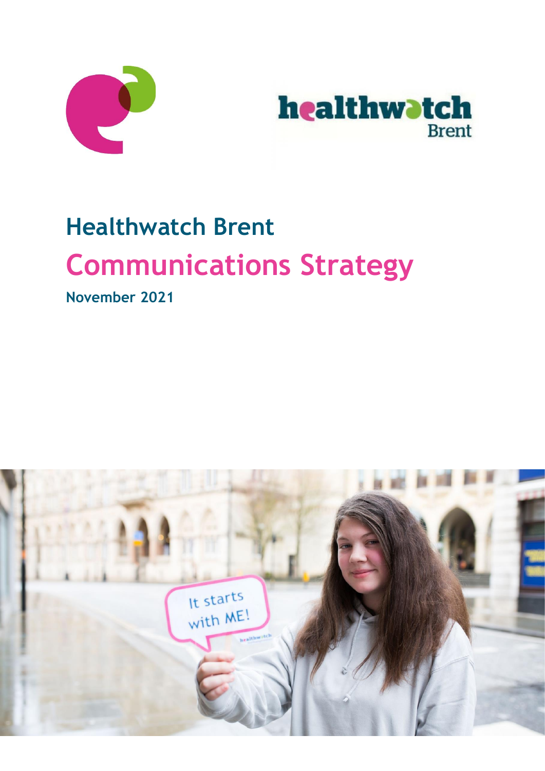# Healthwatch Brent

## Communications Strategy

**November 2021**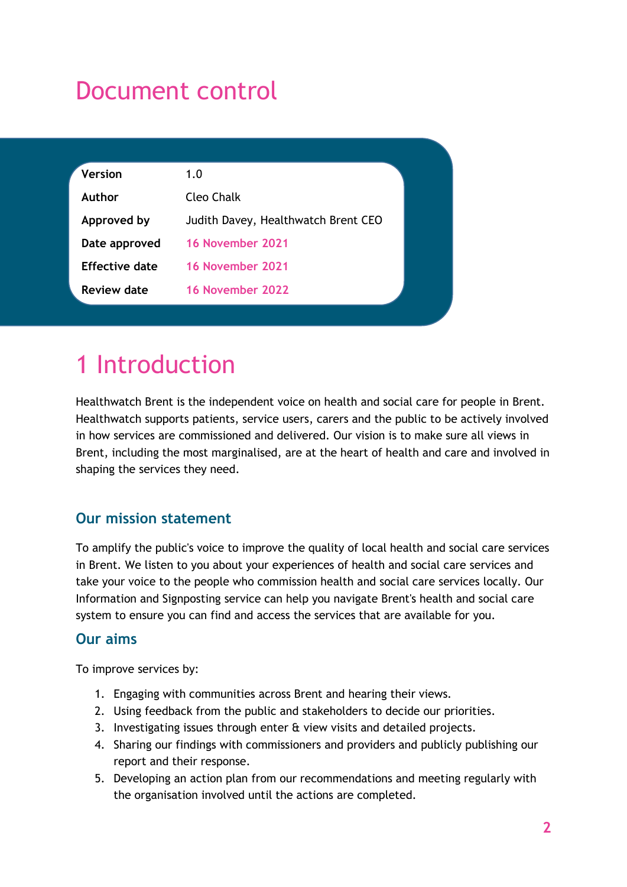# Document control

| Version | 1.0 |
|---|---|
| Author | Cleo Chalk |
| Approved by | Judith Davey, Healthwatch Brent CEO |
| Date approved | 16 November 2021 |
| Effective date | 16 November 2021 |
| Review date | 16 November 2022 |

# 1 Introduction

Healthwatch Brent is the independent voice on health and social care for people in Brent. Healthwatch supports patients, service users, carers and the public to be actively involved in how services are commissioned and delivered. Our vision is to make sure all views in Brent, including the most marginalised, are at the heart of health and care and involved in shaping the services they need.

## Our mission statement

To amplify the public's voice to improve the quality of local health and social care services in Brent. We listen to you about your experiences of health and social care services and take your voice to the people who commission health and social care services locally. Our Information and Signposting service can help you navigate Brent's health and social care system to ensure you can find and access the services that are available for you.

## Our aims

To improve services by:

1. Engaging with communities across Brent and hearing their views.
2. Using feedback from the public and stakeholders to decide our priorities.
3. Investigating issues through enter & view visits and detailed projects.
4. Sharing our findings with commissioners and providers and publicly publishing our report and their response.
5. Developing an action plan from our recommendations and meeting regularly with the organisation involved until the actions are completed.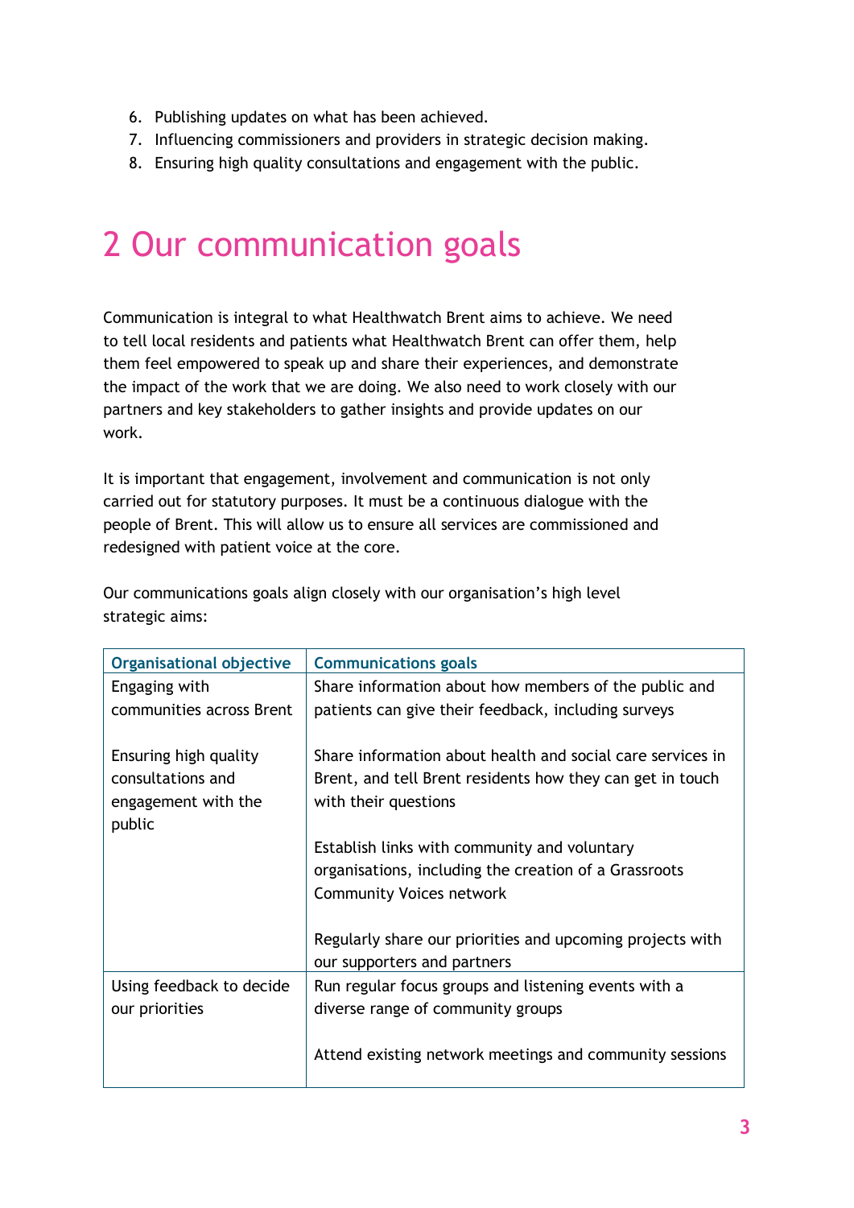6. Publishing updates on what has been achieved.
7. Influencing commissioners and providers in strategic decision making.
8. Ensuring high quality consultations and engagement with the public.

# 2 Our communication goals

Communication is integral to what Healthwatch Brent aims to achieve. We need to tell local residents and patients what Healthwatch Brent can offer them, help them feel empowered to speak up and share their experiences, and demonstrate the impact of the work that we are doing. We also need to work closely with our partners and key stakeholders to gather insights and provide updates on our work.

It is important that engagement, involvement and communication is not only carried out for statutory purposes. It must be a continuous dialogue with the people of Brent. This will allow us to ensure all services are commissioned and redesigned with patient voice at the core.

Our communications goals align closely with our organisation's high level strategic aims:

| Organisational objective | Communications goals |
|---|---|
| Engaging with communities across Brent<br><br>Ensuring high quality consultations and engagement with the public | Share information about how members of the public and patients can give their feedback, including surveys<br><br>Share information about health and social care services in Brent, and tell Brent residents how they can get in touch with their questions<br><br>Establish links with community and voluntary organisations, including the creation of a Grassroots Community Voices network<br><br>Regularly share our priorities and upcoming projects with our supporters and partners |
| Using feedback to decide our priorities | Run regular focus groups and listening events with a diverse range of community groups<br><br>Attend existing network meetings and community sessions |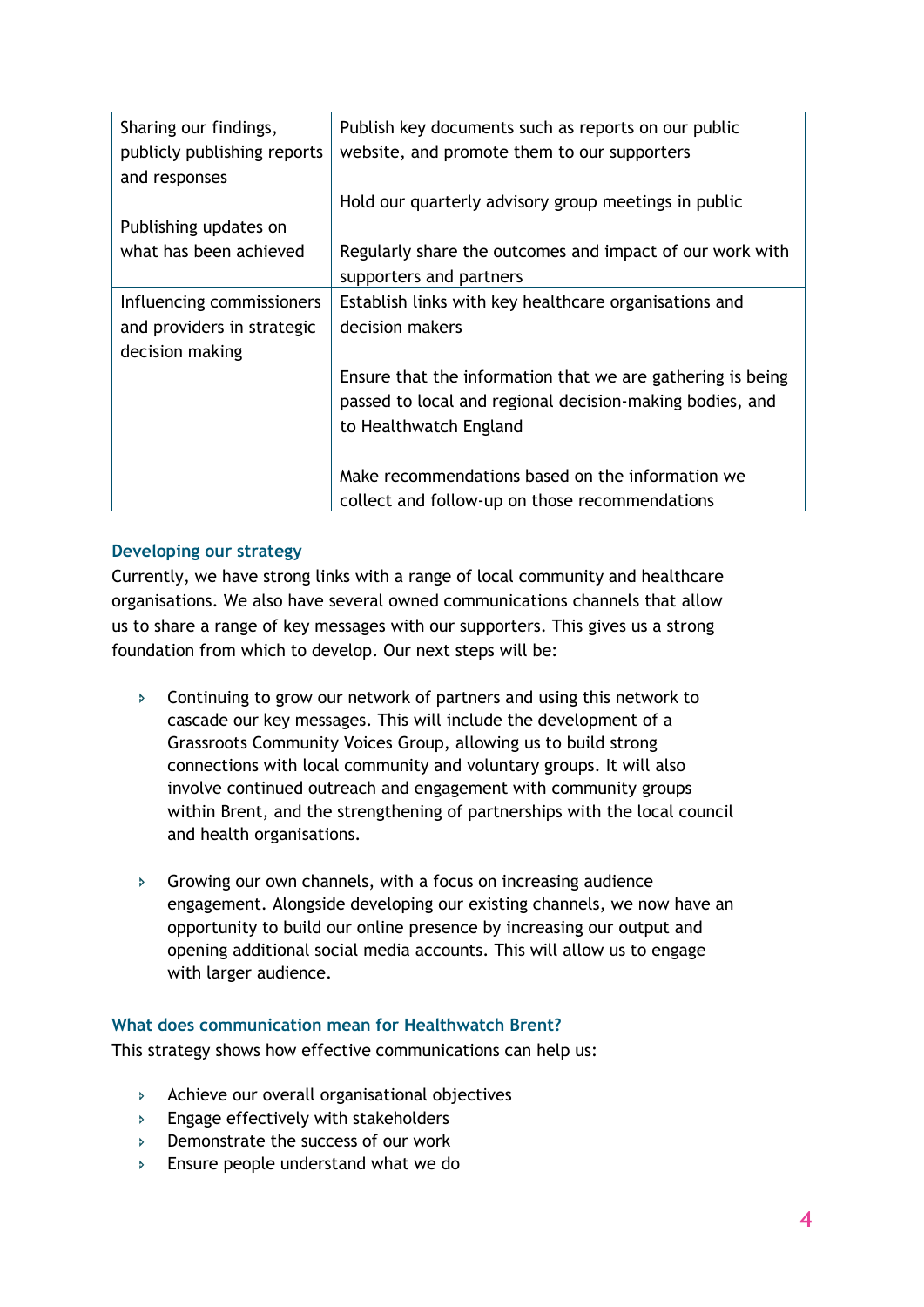| | |
|---|---|
| Sharing our findings, publicly publishing reports and responses<br><br>Publishing updates on what has been achieved | Publish key documents such as reports on our public website, and promote them to our supporters<br><br>Hold our quarterly advisory group meetings in public<br><br>Regularly share the outcomes and impact of our work with supporters and partners |
| Influencing commissioners and providers in strategic decision making | Establish links with key healthcare organisations and decision makers<br><br>Ensure that the information that we are gathering is being passed to local and regional decision-making bodies, and to Healthwatch England<br><br>Make recommendations based on the information we collect and follow-up on those recommendations |

### Developing our strategy

Currently, we have strong links with a range of local community and healthcare organisations. We also have several owned communications channels that allow us to share a range of key messages with our supporters. This gives us a strong foundation from which to develop. Our next steps will be:

- Continuing to grow our network of partners and using this network to cascade our key messages. This will include the development of a Grassroots Community Voices Group, allowing us to build strong connections with local community and voluntary groups. It will also involve continued outreach and engagement with community groups within Brent, and the strengthening of partnerships with the local council and health organisations.

- Growing our own channels, with a focus on increasing audience engagement. Alongside developing our existing channels, we now have an opportunity to build our online presence by increasing our output and opening additional social media accounts. This will allow us to engage with larger audience.

### What does communication mean for Healthwatch Brent?

This strategy shows how effective communications can help us:

- Achieve our overall organisational objectives
- Engage effectively with stakeholders
- Demonstrate the success of our work
- Ensure people understand what we do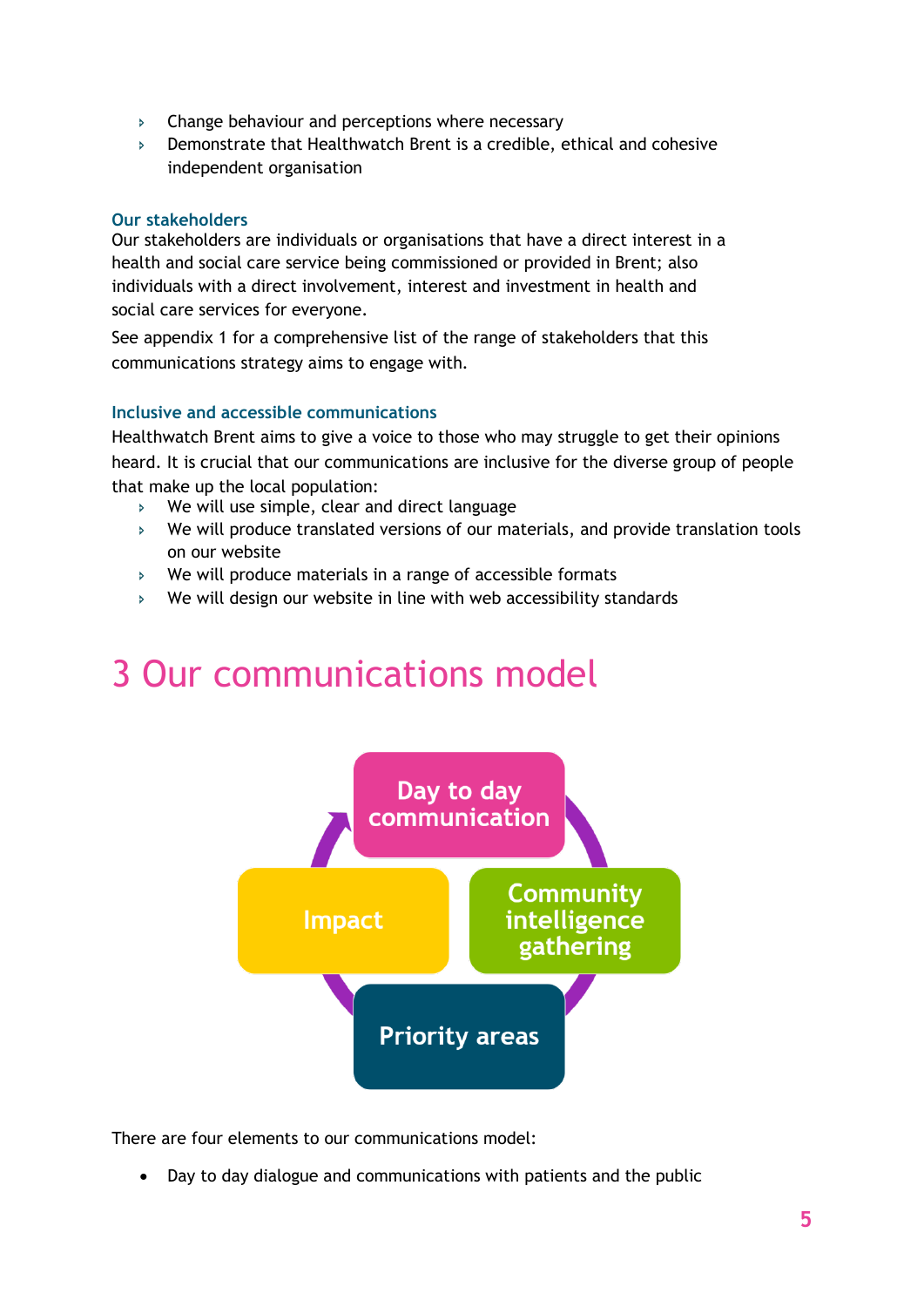- Change behaviour and perceptions where necessary
- Demonstrate that Healthwatch Brent is a credible, ethical and cohesive independent organisation

### Our stakeholders

Our stakeholders are individuals or organisations that have a direct interest in a health and social care service being commissioned or provided in Brent; also individuals with a direct involvement, interest and investment in health and social care services for everyone.

See appendix 1 for a comprehensive list of the range of stakeholders that this communications strategy aims to engage with.

### Inclusive and accessible communications

Healthwatch Brent aims to give a voice to those who may struggle to get their opinions heard. It is crucial that our communications are inclusive for the diverse group of people that make up the local population:

- We will use simple, clear and direct language
- We will produce translated versions of our materials, and provide translation tools on our website
- We will produce materials in a range of accessible formats
- We will design our website in line with web accessibility standards

# 3 Our communications model

Day to day communication

Community intelligence gathering

Priority areas

Impact

There are four elements to our communications model:

- Day to day dialogue and communications with patients and the public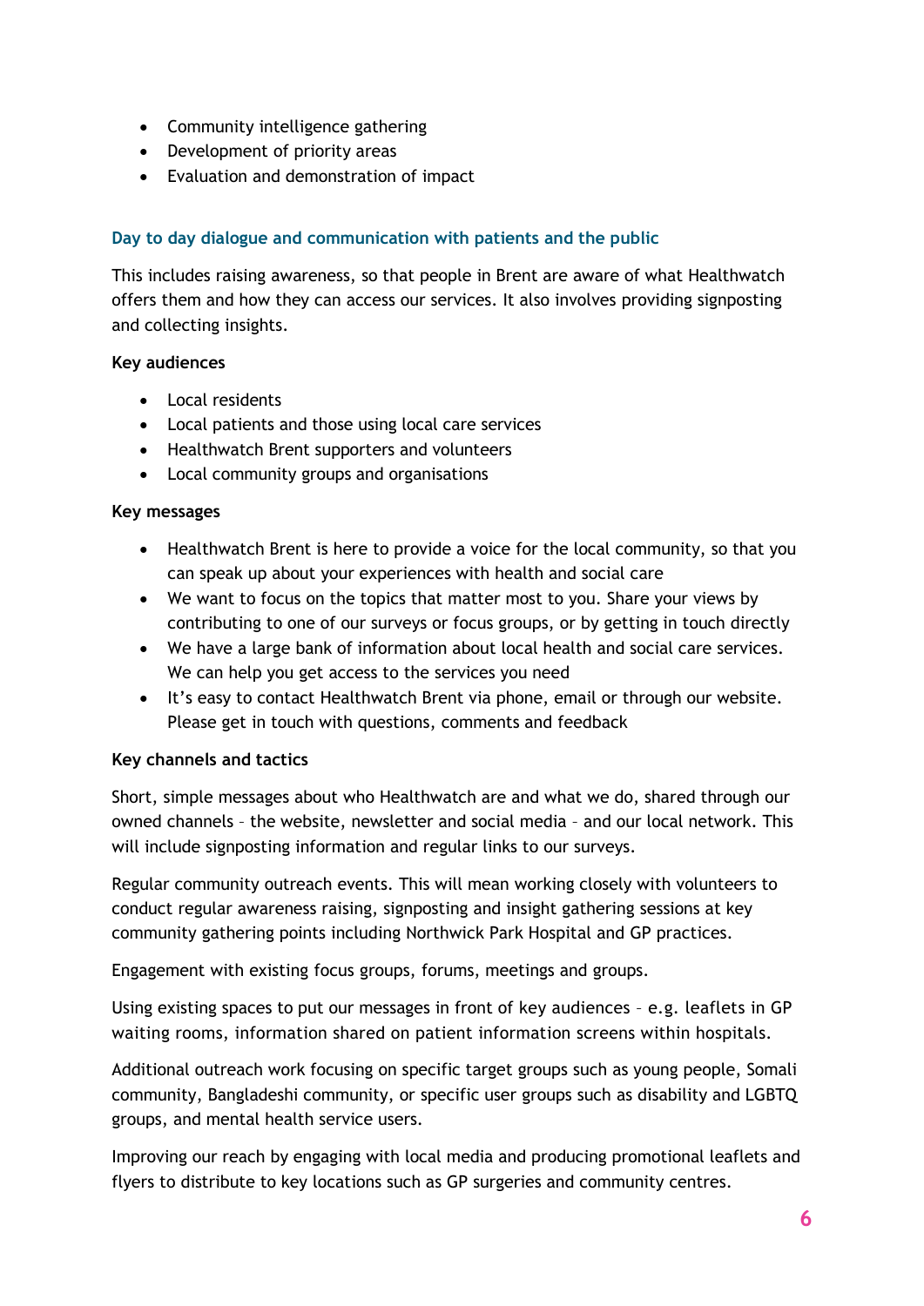- Community intelligence gathering
- Development of priority areas
- Evaluation and demonstration of impact

### Day to day dialogue and communication with patients and the public

This includes raising awareness, so that people in Brent are aware of what Healthwatch offers them and how they can access our services. It also involves providing signposting and collecting insights.

**Key audiences**

- Local residents
- Local patients and those using local care services
- Healthwatch Brent supporters and volunteers
- Local community groups and organisations

**Key messages**

- Healthwatch Brent is here to provide a voice for the local community, so that you can speak up about your experiences with health and social care
- We want to focus on the topics that matter most to you. Share your views by contributing to one of our surveys or focus groups, or by getting in touch directly
- We have a large bank of information about local health and social care services. We can help you get access to the services you need
- It's easy to contact Healthwatch Brent via phone, email or through our website. Please get in touch with questions, comments and feedback

**Key channels and tactics**

Short, simple messages about who Healthwatch are and what we do, shared through our owned channels – the website, newsletter and social media – and our local network. This will include signposting information and regular links to our surveys.

Regular community outreach events. This will mean working closely with volunteers to conduct regular awareness raising, signposting and insight gathering sessions at key community gathering points including Northwick Park Hospital and GP practices.

Engagement with existing focus groups, forums, meetings and groups.

Using existing spaces to put our messages in front of key audiences – e.g. leaflets in GP waiting rooms, information shared on patient information screens within hospitals.

Additional outreach work focusing on specific target groups such as young people, Somali community, Bangladeshi community, or specific user groups such as disability and LGBTQ groups, and mental health service users.

Improving our reach by engaging with local media and producing promotional leaflets and flyers to distribute to key locations such as GP surgeries and community centres.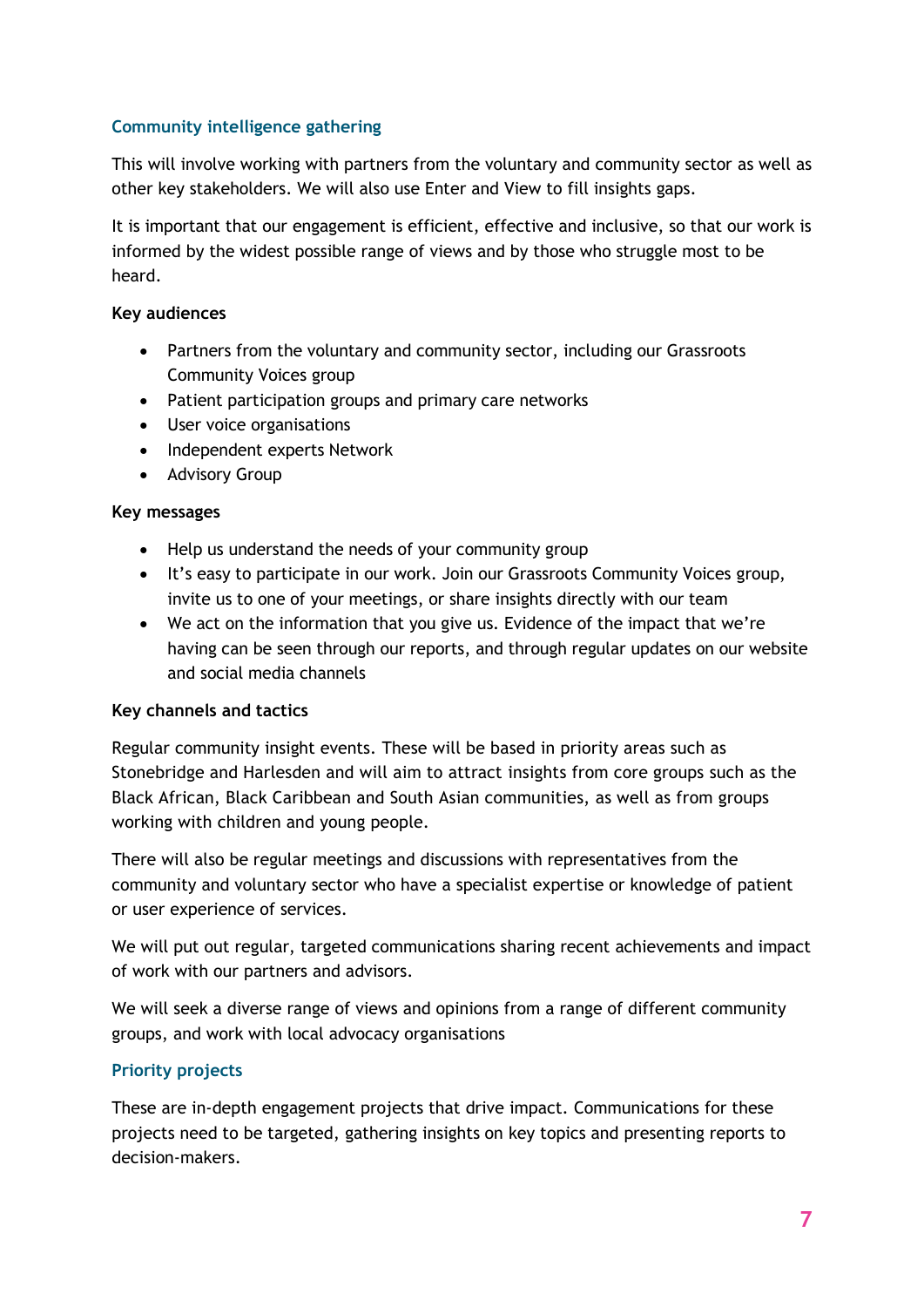## Community intelligence gathering

This will involve working with partners from the voluntary and community sector as well as other key stakeholders. We will also use Enter and View to fill insights gaps.

It is important that our engagement is efficient, effective and inclusive, so that our work is informed by the widest possible range of views and by those who struggle most to be heard.

**Key audiences**

- Partners from the voluntary and community sector, including our Grassroots Community Voices group
- Patient participation groups and primary care networks
- User voice organisations
- Independent experts Network
- Advisory Group

**Key messages**

- Help us understand the needs of your community group
- It's easy to participate in our work. Join our Grassroots Community Voices group, invite us to one of your meetings, or share insights directly with our team
- We act on the information that you give us. Evidence of the impact that we're having can be seen through our reports, and through regular updates on our website and social media channels

**Key channels and tactics**

Regular community insight events. These will be based in priority areas such as Stonebridge and Harlesden and will aim to attract insights from core groups such as the Black African, Black Caribbean and South Asian communities, as well as from groups working with children and young people.

There will also be regular meetings and discussions with representatives from the community and voluntary sector who have a specialist expertise or knowledge of patient or user experience of services.

We will put out regular, targeted communications sharing recent achievements and impact of work with our partners and advisors.

We will seek a diverse range of views and opinions from a range of different community groups, and work with local advocacy organisations

## Priority projects

These are in-depth engagement projects that drive impact. Communications for these projects need to be targeted, gathering insights on key topics and presenting reports to decision-makers.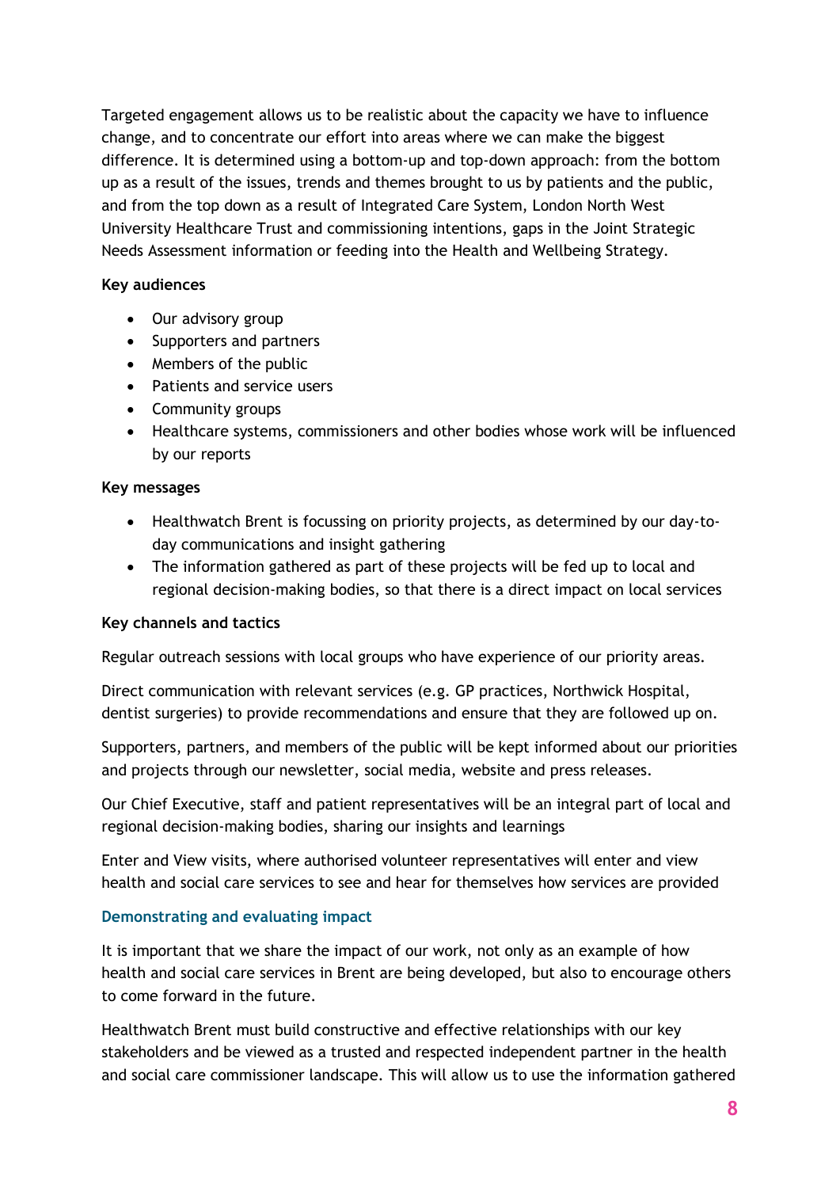Targeted engagement allows us to be realistic about the capacity we have to influence change, and to concentrate our effort into areas where we can make the biggest difference. It is determined using a bottom-up and top-down approach: from the bottom up as a result of the issues, trends and themes brought to us by patients and the public, and from the top down as a result of Integrated Care System, London North West University Healthcare Trust and commissioning intentions, gaps in the Joint Strategic Needs Assessment information or feeding into the Health and Wellbeing Strategy.

**Key audiences**

- Our advisory group
- Supporters and partners
- Members of the public
- Patients and service users
- Community groups
- Healthcare systems, commissioners and other bodies whose work will be influenced by our reports

**Key messages**

- Healthwatch Brent is focussing on priority projects, as determined by our day-to-day communications and insight gathering
- The information gathered as part of these projects will be fed up to local and regional decision-making bodies, so that there is a direct impact on local services

**Key channels and tactics**

Regular outreach sessions with local groups who have experience of our priority areas.

Direct communication with relevant services (e.g. GP practices, Northwick Hospital, dentist surgeries) to provide recommendations and ensure that they are followed up on.

Supporters, partners, and members of the public will be kept informed about our priorities and projects through our newsletter, social media, website and press releases.

Our Chief Executive, staff and patient representatives will be an integral part of local and regional decision-making bodies, sharing our insights and learnings

Enter and View visits, where authorised volunteer representatives will enter and view health and social care services to see and hear for themselves how services are provided

### Demonstrating and evaluating impact

It is important that we share the impact of our work, not only as an example of how health and social care services in Brent are being developed, but also to encourage others to come forward in the future.

Healthwatch Brent must build constructive and effective relationships with our key stakeholders and be viewed as a trusted and respected independent partner in the health and social care commissioner landscape. This will allow us to use the information gathered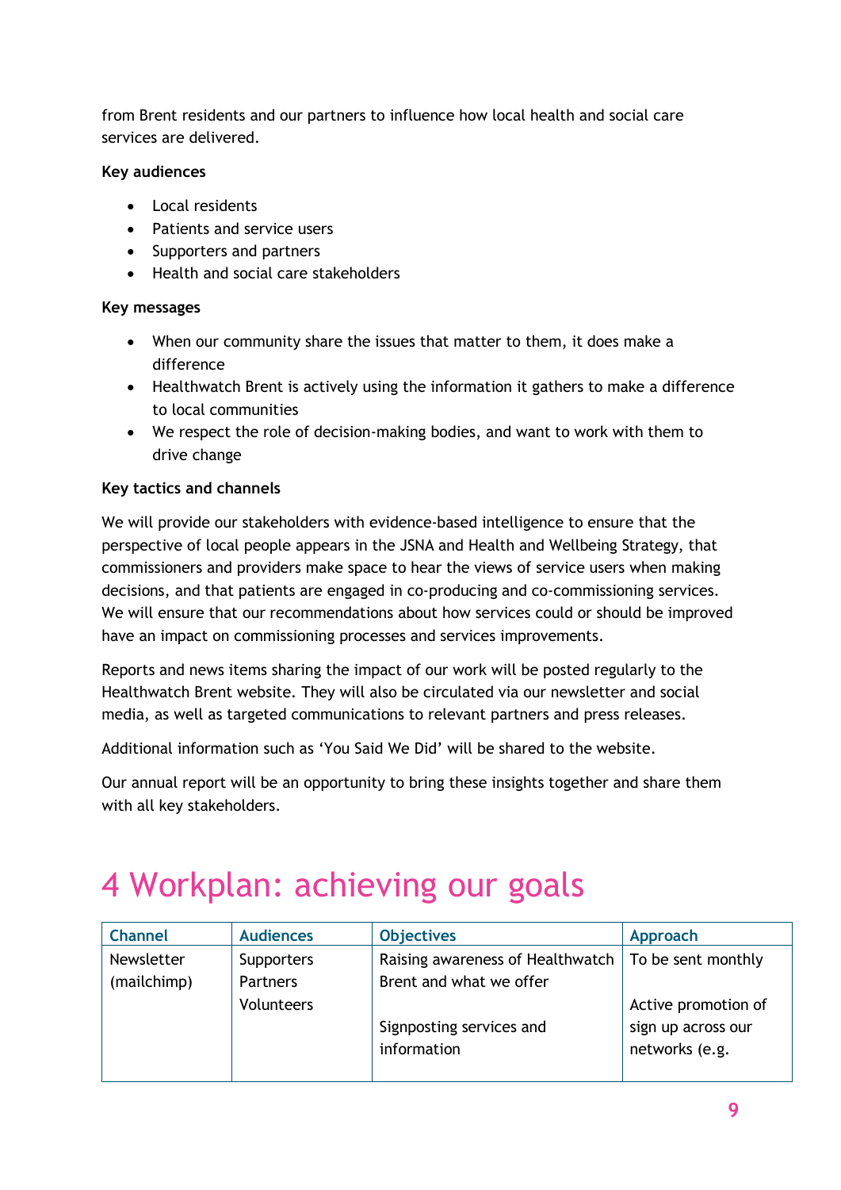from Brent residents and our partners to influence how local health and social care services are delivered.

**Key audiences**

- Local residents
- Patients and service users
- Supporters and partners
- Health and social care stakeholders

**Key messages**

- When our community share the issues that matter to them, it does make a difference
- Healthwatch Brent is actively using the information it gathers to make a difference to local communities
- We respect the role of decision-making bodies, and want to work with them to drive change

**Key tactics and channels**

We will provide our stakeholders with evidence-based intelligence to ensure that the perspective of local people appears in the JSNA and Health and Wellbeing Strategy, that commissioners and providers make space to hear the views of service users when making decisions, and that patients are engaged in co-producing and co-commissioning services. We will ensure that our recommendations about how services could or should be improved have an impact on commissioning processes and services improvements.

Reports and news items sharing the impact of our work will be posted regularly to the Healthwatch Brent website. They will also be circulated via our newsletter and social media, as well as targeted communications to relevant partners and press releases.

Additional information such as 'You Said We Did' will be shared to the website.

Our annual report will be an opportunity to bring these insights together and share them with all key stakeholders.

# 4 Workplan: achieving our goals

| Channel | Audiences | Objectives | Approach |
|---|---|---|---|
| Newsletter (mailchimp) | Supporters<br>Partners<br>Volunteers | Raising awareness of Healthwatch Brent and what we offer<br><br>Signposting services and information | To be sent monthly<br><br>Active promotion of sign up across our networks (e.g. |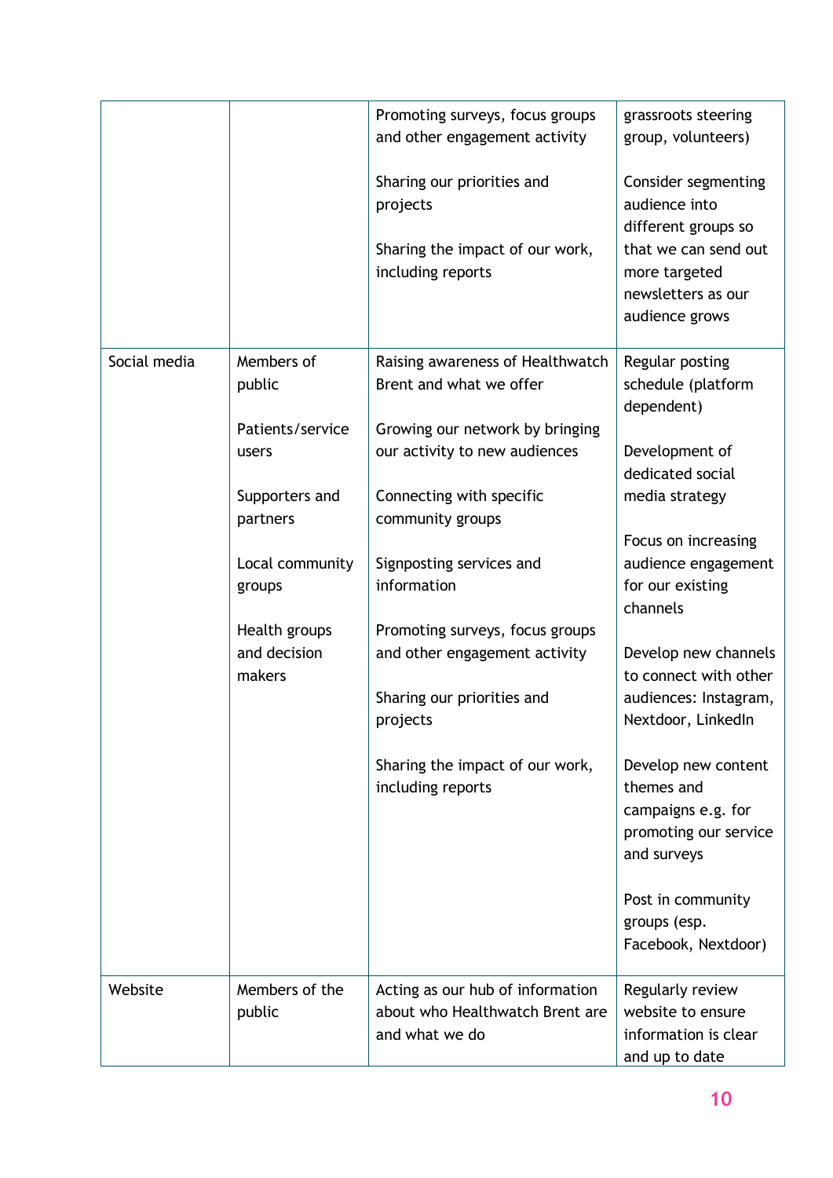| | | | |
|---|---|---|---|
| | | Promoting surveys, focus groups and other engagement activity<br><br>Sharing our priorities and projects<br><br>Sharing the impact of our work, including reports | grassroots steering group, volunteers)<br><br>Consider segmenting audience into different groups so that we can send out more targeted newsletters as our audience grows |
| Social media | Members of public<br><br>Patients/service users<br><br>Supporters and partners<br><br>Local community groups<br><br>Health groups and decision makers | Raising awareness of Healthwatch Brent and what we offer<br><br>Growing our network by bringing our activity to new audiences<br><br>Connecting with specific community groups<br><br>Signposting services and information<br><br>Promoting surveys, focus groups and other engagement activity<br><br>Sharing our priorities and projects<br><br>Sharing the impact of our work, including reports | Regular posting schedule (platform dependent)<br><br>Development of dedicated social media strategy<br><br>Focus on increasing audience engagement for our existing channels<br><br>Develop new channels to connect with other audiences: Instagram, Nextdoor, LinkedIn<br><br>Develop new content themes and campaigns e.g. for promoting our service and surveys<br><br>Post in community groups (esp. Facebook, Nextdoor) |
| Website | Members of the public | Acting as our hub of information about who Healthwatch Brent are and what we do | Regularly review website to ensure information is clear and up to date |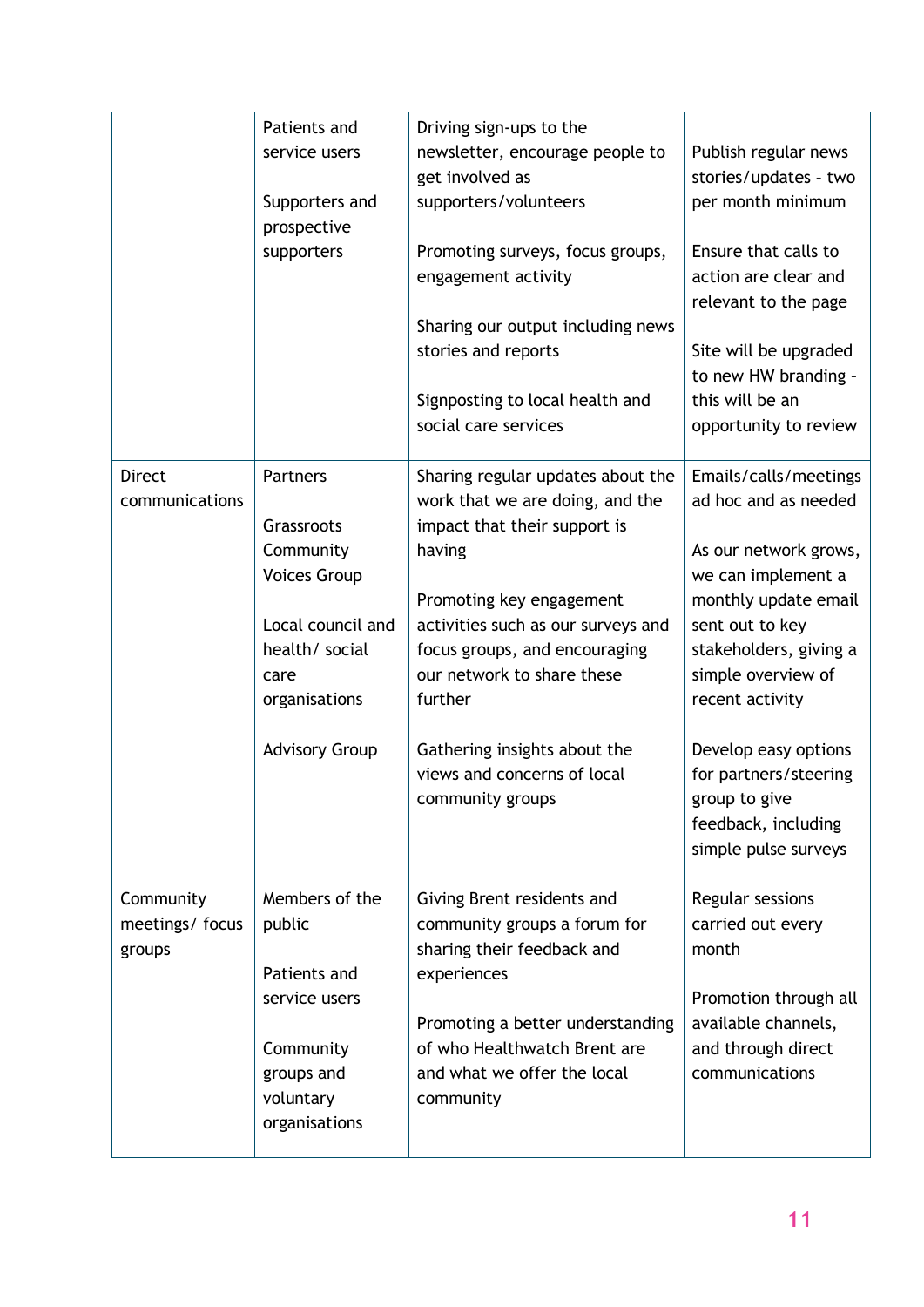| | | | |
|---|---|---|---|
| | Patients and service users<br><br>Supporters and prospective supporters | Driving sign-ups to the newsletter, encourage people to get involved as supporters/volunteers<br><br>Promoting surveys, focus groups, engagement activity<br><br>Sharing our output including news stories and reports<br><br>Signposting to local health and social care services | Publish regular news stories/updates – two per month minimum<br><br>Ensure that calls to action are clear and relevant to the page<br><br>Site will be upgraded to new HW branding – this will be an opportunity to review |
| Direct communications | Partners<br><br>Grassroots Community Voices Group<br><br>Local council and health/ social care organisations<br><br>Advisory Group | Sharing regular updates about the work that we are doing, and the impact that their support is having<br><br>Promoting key engagement activities such as our surveys and focus groups, and encouraging our network to share these further<br><br>Gathering insights about the views and concerns of local community groups | Emails/calls/meetings ad hoc and as needed<br><br>As our network grows, we can implement a monthly update email sent out to key stakeholders, giving a simple overview of recent activity<br><br>Develop easy options for partners/steering group to give feedback, including simple pulse surveys |
| Community meetings/ focus groups | Members of the public<br><br>Patients and service users<br><br>Community groups and voluntary organisations | Giving Brent residents and community groups a forum for sharing their feedback and experiences<br><br>Promoting a better understanding of who Healthwatch Brent are and what we offer the local community | Regular sessions carried out every month<br><br>Promotion through all available channels, and through direct communications |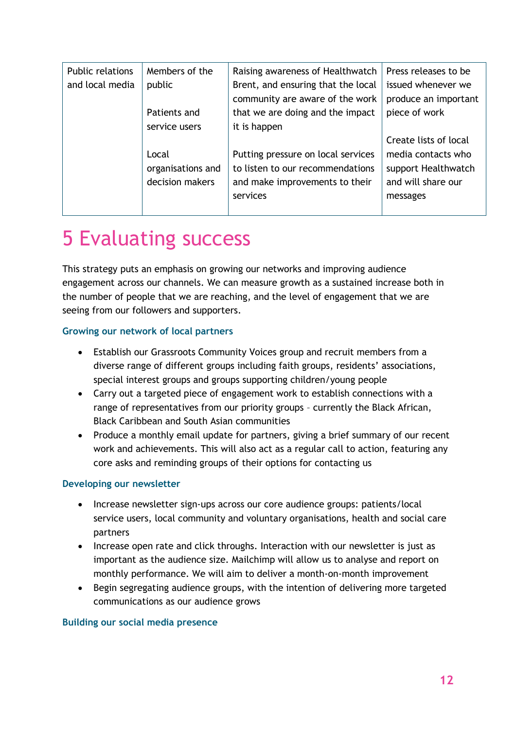| Public relations and local media | Members of the public<br><br>Patients and service users<br><br>Local organisations and decision makers | Raising awareness of Healthwatch Brent, and ensuring that the local community are aware of the work that we are doing and the impact it is happen<br><br>Putting pressure on local services to listen to our recommendations and make improvements to their services | Press releases to be issued whenever we produce an important piece of work<br><br>Create lists of local media contacts who support Healthwatch and will share our messages |
|---|---|---|---|

# 5 Evaluating success

This strategy puts an emphasis on growing our networks and improving audience engagement across our channels. We can measure growth as a sustained increase both in the number of people that we are reaching, and the level of engagement that we are seeing from our followers and supporters.

### Growing our network of local partners

- Establish our Grassroots Community Voices group and recruit members from a diverse range of different groups including faith groups, residents' associations, special interest groups and groups supporting children/young people
- Carry out a targeted piece of engagement work to establish connections with a range of representatives from our priority groups – currently the Black African, Black Caribbean and South Asian communities
- Produce a monthly email update for partners, giving a brief summary of our recent work and achievements. This will also act as a regular call to action, featuring any core asks and reminding groups of their options for contacting us

### Developing our newsletter

- Increase newsletter sign-ups across our core audience groups: patients/local service users, local community and voluntary organisations, health and social care partners
- Increase open rate and click throughs. Interaction with our newsletter is just as important as the audience size. Mailchimp will allow us to analyse and report on monthly performance. We will aim to deliver a month-on-month improvement
- Begin segregating audience groups, with the intention of delivering more targeted communications as our audience grows

### Building our social media presence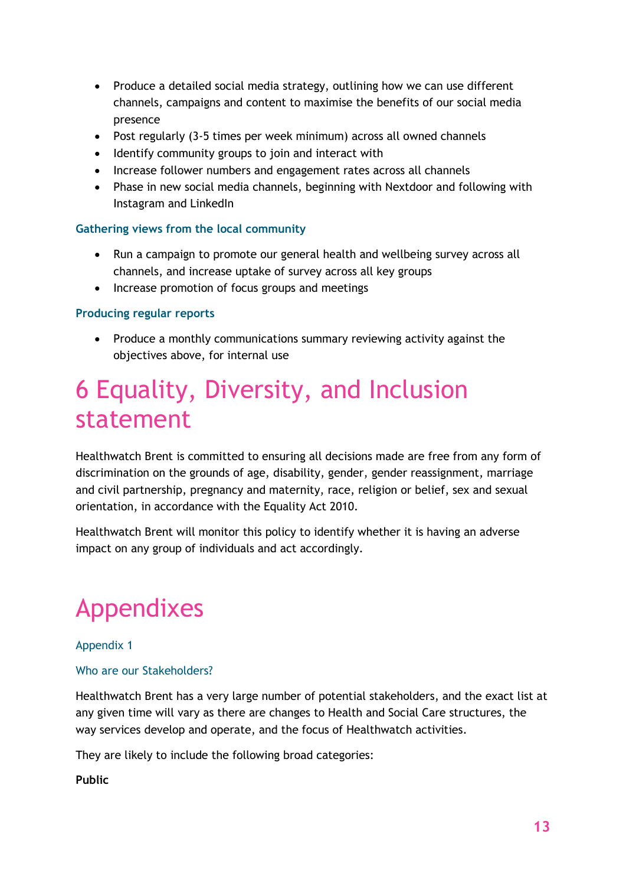- Produce a detailed social media strategy, outlining how we can use different channels, campaigns and content to maximise the benefits of our social media presence
- Post regularly (3-5 times per week minimum) across all owned channels
- Identify community groups to join and interact with
- Increase follower numbers and engagement rates across all channels
- Phase in new social media channels, beginning with Nextdoor and following with Instagram and LinkedIn

### Gathering views from the local community

- Run a campaign to promote our general health and wellbeing survey across all channels, and increase uptake of survey across all key groups
- Increase promotion of focus groups and meetings

### Producing regular reports

- Produce a monthly communications summary reviewing activity against the objectives above, for internal use

# 6 Equality, Diversity, and Inclusion statement

Healthwatch Brent is committed to ensuring all decisions made are free from any form of discrimination on the grounds of age, disability, gender, gender reassignment, marriage and civil partnership, pregnancy and maternity, race, religion or belief, sex and sexual orientation, in accordance with the Equality Act 2010.

Healthwatch Brent will monitor this policy to identify whether it is having an adverse impact on any group of individuals and act accordingly.

# Appendixes

### Appendix 1

### Who are our Stakeholders?

Healthwatch Brent has a very large number of potential stakeholders, and the exact list at any given time will vary as there are changes to Health and Social Care structures, the way services develop and operate, and the focus of Healthwatch activities.

They are likely to include the following broad categories:

**Public**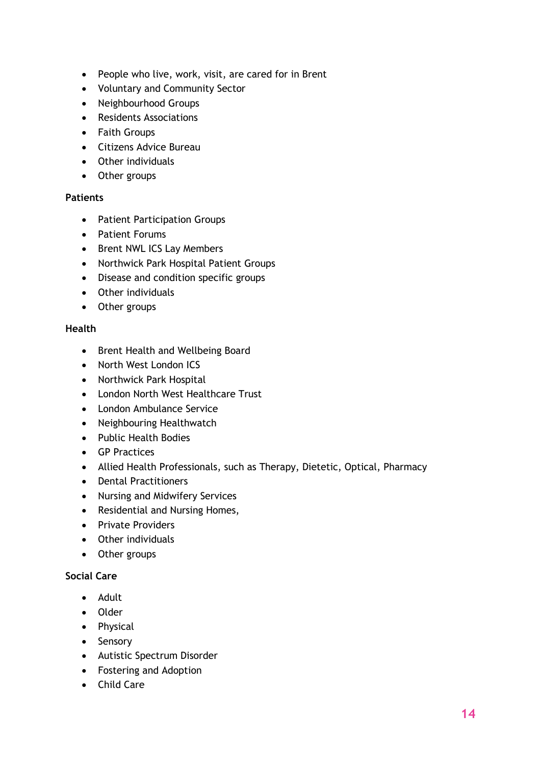- People who live, work, visit, are cared for in Brent
- Voluntary and Community Sector
- Neighbourhood Groups
- Residents Associations
- Faith Groups
- Citizens Advice Bureau
- Other individuals
- Other groups

**Patients**

- Patient Participation Groups
- Patient Forums
- Brent NWL ICS Lay Members
- Northwick Park Hospital Patient Groups
- Disease and condition specific groups
- Other individuals
- Other groups

**Health**

- Brent Health and Wellbeing Board
- North West London ICS
- Northwick Park Hospital
- London North West Healthcare Trust
- London Ambulance Service
- Neighbouring Healthwatch
- Public Health Bodies
- GP Practices
- Allied Health Professionals, such as Therapy, Dietetic, Optical, Pharmacy
- Dental Practitioners
- Nursing and Midwifery Services
- Residential and Nursing Homes,
- Private Providers
- Other individuals
- Other groups

**Social Care**

- Adult
- Older
- Physical
- Sensory
- Autistic Spectrum Disorder
- Fostering and Adoption
- Child Care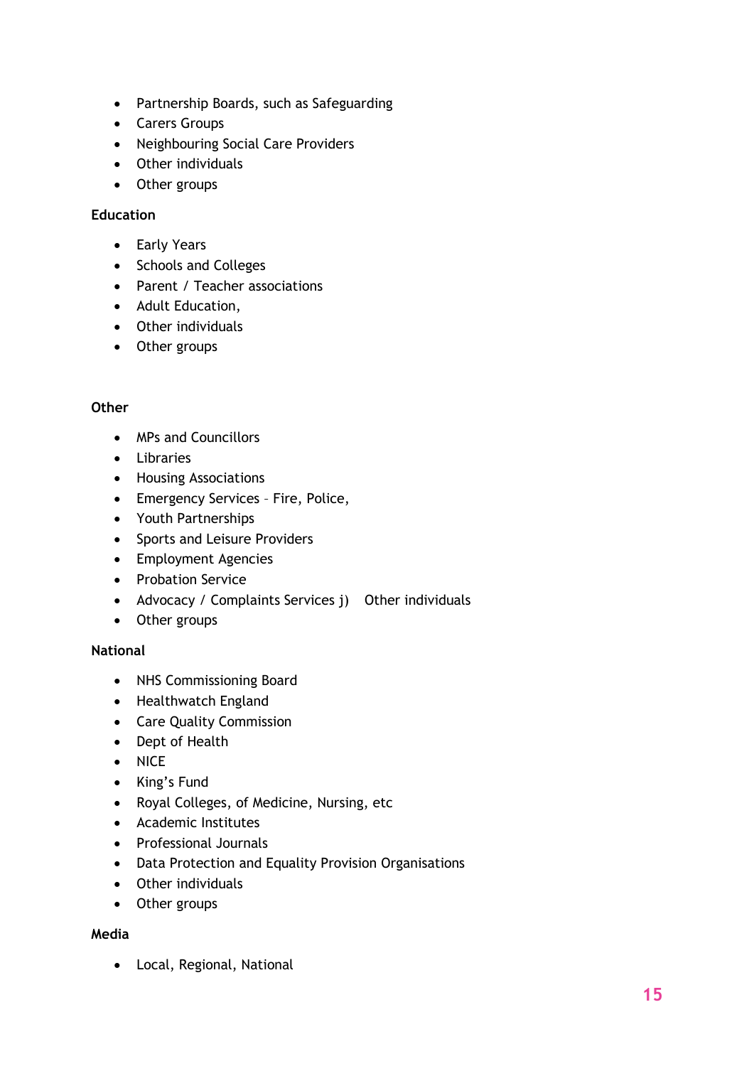- Partnership Boards, such as Safeguarding
- Carers Groups
- Neighbouring Social Care Providers
- Other individuals
- Other groups

**Education**

- Early Years
- Schools and Colleges
- Parent / Teacher associations
- Adult Education,
- Other individuals
- Other groups

**Other**

- MPs and Councillors
- Libraries
- Housing Associations
- Emergency Services – Fire, Police,
- Youth Partnerships
- Sports and Leisure Providers
- Employment Agencies
- Probation Service
- Advocacy / Complaints Services j) Other individuals
- Other groups

**National**

- NHS Commissioning Board
- Healthwatch England
- Care Quality Commission
- Dept of Health
- NICE
- King's Fund
- Royal Colleges, of Medicine, Nursing, etc
- Academic Institutes
- Professional Journals
- Data Protection and Equality Provision Organisations
- Other individuals
- Other groups

**Media**

- Local, Regional, National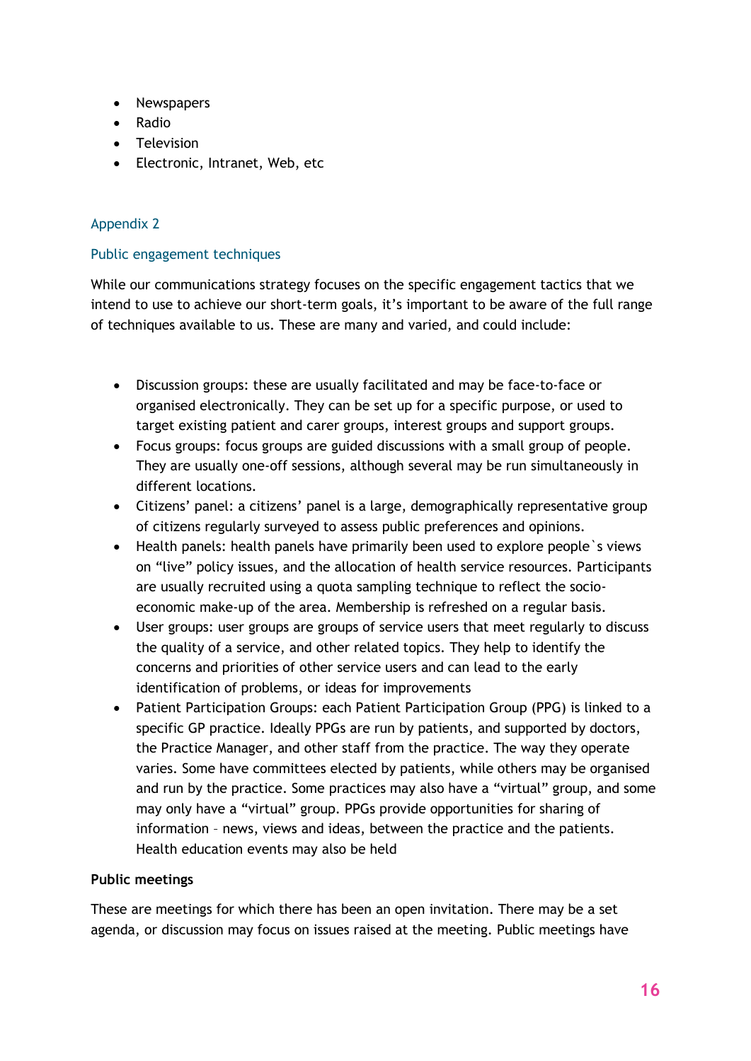- Newspapers
- Radio
- Television
- Electronic, Intranet, Web, etc

## Appendix 2

### Public engagement techniques

While our communications strategy focuses on the specific engagement tactics that we intend to use to achieve our short-term goals, it's important to be aware of the full range of techniques available to us. These are many and varied, and could include:

- Discussion groups: these are usually facilitated and may be face-to-face or organised electronically. They can be set up for a specific purpose, or used to target existing patient and carer groups, interest groups and support groups.
- Focus groups: focus groups are guided discussions with a small group of people. They are usually one-off sessions, although several may be run simultaneously in different locations.
- Citizens' panel: a citizens' panel is a large, demographically representative group of citizens regularly surveyed to assess public preferences and opinions.
- Health panels: health panels have primarily been used to explore people`s views on "live" policy issues, and the allocation of health service resources. Participants are usually recruited using a quota sampling technique to reflect the socio-economic make-up of the area. Membership is refreshed on a regular basis.
- User groups: user groups are groups of service users that meet regularly to discuss the quality of a service, and other related topics. They help to identify the concerns and priorities of other service users and can lead to the early identification of problems, or ideas for improvements
- Patient Participation Groups: each Patient Participation Group (PPG) is linked to a specific GP practice. Ideally PPGs are run by patients, and supported by doctors, the Practice Manager, and other staff from the practice. The way they operate varies. Some have committees elected by patients, while others may be organised and run by the practice. Some practices may also have a "virtual" group, and some may only have a "virtual" group. PPGs provide opportunities for sharing of information – news, views and ideas, between the practice and the patients. Health education events may also be held

**Public meetings**

These are meetings for which there has been an open invitation. There may be a set agenda, or discussion may focus on issues raised at the meeting. Public meetings have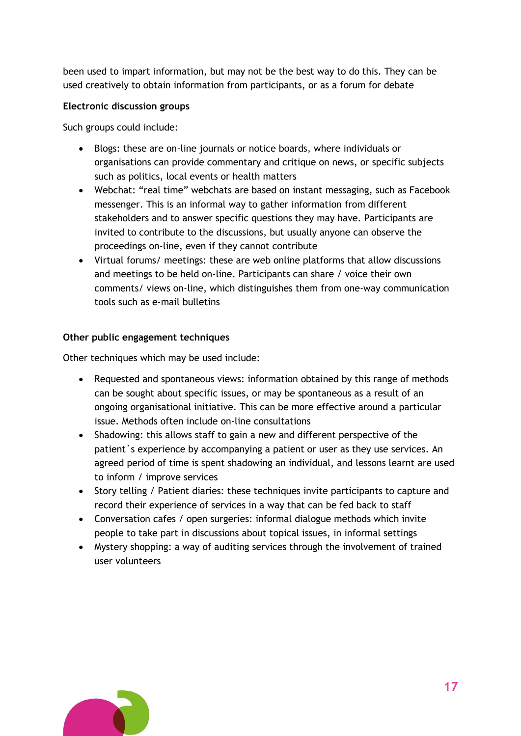been used to impart information, but may not be the best way to do this. They can be used creatively to obtain information from participants, or as a forum for debate

**Electronic discussion groups**

Such groups could include:

- Blogs: these are on-line journals or notice boards, where individuals or organisations can provide commentary and critique on news, or specific subjects such as politics, local events or health matters
- Webchat: "real time" webchats are based on instant messaging, such as Facebook messenger. This is an informal way to gather information from different stakeholders and to answer specific questions they may have. Participants are invited to contribute to the discussions, but usually anyone can observe the proceedings on-line, even if they cannot contribute
- Virtual forums/ meetings: these are web online platforms that allow discussions and meetings to be held on-line. Participants can share / voice their own comments/ views on-line, which distinguishes them from one-way communication tools such as e-mail bulletins

**Other public engagement techniques**

Other techniques which may be used include:

- Requested and spontaneous views: information obtained by this range of methods can be sought about specific issues, or may be spontaneous as a result of an ongoing organisational initiative. This can be more effective around a particular issue. Methods often include on-line consultations
- Shadowing: this allows staff to gain a new and different perspective of the patient`s experience by accompanying a patient or user as they use services. An agreed period of time is spent shadowing an individual, and lessons learnt are used to inform / improve services
- Story telling / Patient diaries: these techniques invite participants to capture and record their experience of services in a way that can be fed back to staff
- Conversation cafes / open surgeries: informal dialogue methods which invite people to take part in discussions about topical issues, in informal settings
- Mystery shopping: a way of auditing services through the involvement of trained user volunteers